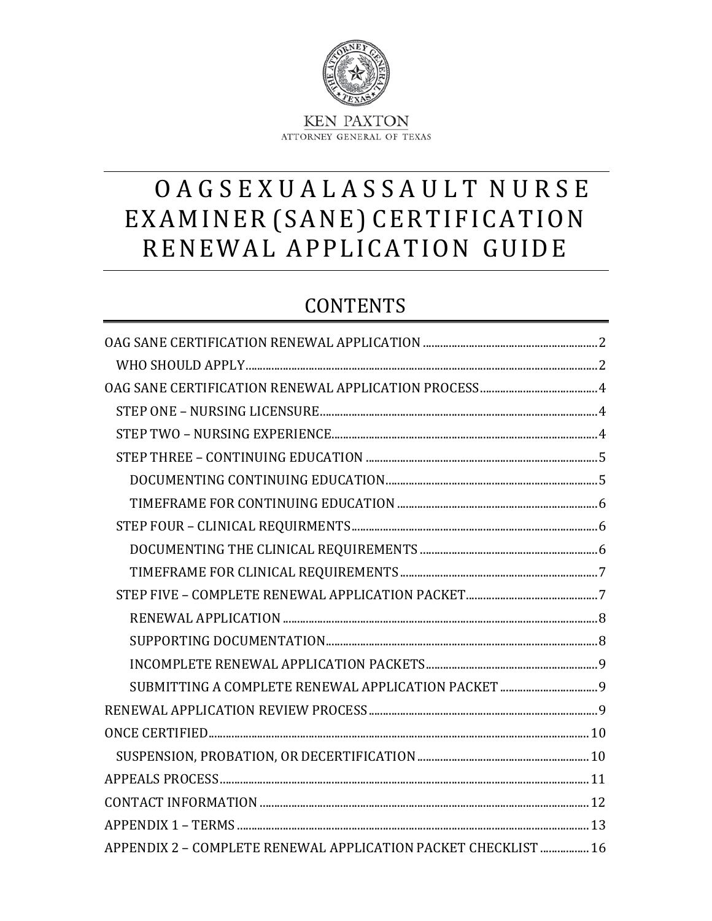KEN PAXTON
ATTORNEY GENERAL OF TEXAS

# OAG SEXUAL ASSAULT NURSE EXAMINER (SANE) CERTIFICATION RENEWAL APPLICATION GUIDE

## CONTENTS

- OAG SANE CERTIFICATION RENEWAL APPLICATION ..... 2
  - WHO SHOULD APPLY ..... 2
- OAG SANE CERTIFICATION RENEWAL APPLICATION PROCESS ..... 4
  - STEP ONE – NURSING LICENSURE ..... 4
  - STEP TWO – NURSING EXPERIENCE ..... 4
  - STEP THREE – CONTINUING EDUCATION ..... 5
    - DOCUMENTING CONTINUING EDUCATION ..... 5
    - TIMEFRAME FOR CONTINUING EDUCATION ..... 6
  - STEP FOUR – CLINICAL REQUIRMENTS ..... 6
    - DOCUMENTING THE CLINICAL REQUIREMENTS ..... 6
    - TIMEFRAME FOR CLINICAL REQUIREMENTS ..... 7
  - STEP FIVE – COMPLETE RENEWAL APPLICATION PACKET ..... 7
    - RENEWAL APPLICATION ..... 8
    - SUPPORTING DOCUMENTATION ..... 8
    - INCOMPLETE RENEWAL APPLICATION PACKETS ..... 9
    - SUBMITTING A COMPLETE RENEWAL APPLICATION PACKET ..... 9
- RENEWAL APPLICATION REVIEW PROCESS ..... 9
- ONCE CERTIFIED ..... 10
  - SUSPENSION, PROBATION, OR DECERTIFICATION ..... 10
- APPEALS PROCESS ..... 11
- CONTACT INFORMATION ..... 12
- APPENDIX 1 – TERMS ..... 13
- APPENDIX 2 – COMPLETE RENEWAL APPLICATION PACKET CHECKLIST ..... 16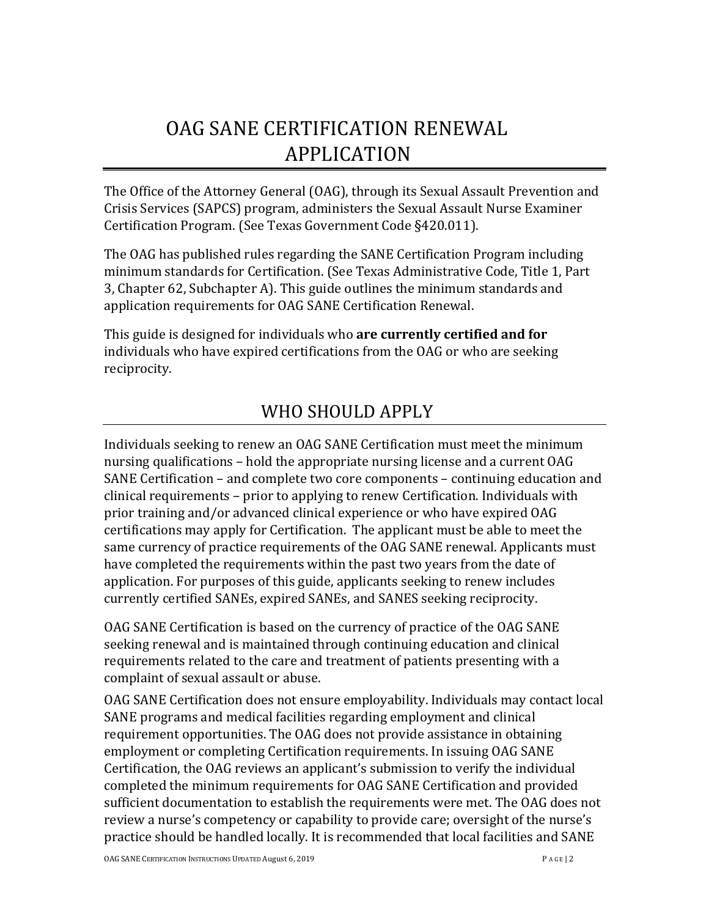# OAG SANE CERTIFICATION RENEWAL APPLICATION

The Office of the Attorney General (OAG), through its Sexual Assault Prevention and Crisis Services (SAPCS) program, administers the Sexual Assault Nurse Examiner Certification Program. (See Texas Government Code §420.011).

The OAG has published rules regarding the SANE Certification Program including minimum standards for Certification. (See Texas Administrative Code, Title 1, Part 3, Chapter 62, Subchapter A). This guide outlines the minimum standards and application requirements for OAG SANE Certification Renewal.

This guide is designed for individuals who **are currently certified and for** individuals who have expired certifications from the OAG or who are seeking reciprocity.

## WHO SHOULD APPLY

Individuals seeking to renew an OAG SANE Certification must meet the minimum nursing qualifications – hold the appropriate nursing license and a current OAG SANE Certification – and complete two core components – continuing education and clinical requirements – prior to applying to renew Certification. Individuals with prior training and/or advanced clinical experience or who have expired OAG certifications may apply for Certification. The applicant must be able to meet the same currency of practice requirements of the OAG SANE renewal. Applicants must have completed the requirements within the past two years from the date of application. For purposes of this guide, applicants seeking to renew includes currently certified SANEs, expired SANEs, and SANES seeking reciprocity.

OAG SANE Certification is based on the currency of practice of the OAG SANE seeking renewal and is maintained through continuing education and clinical requirements related to the care and treatment of patients presenting with a complaint of sexual assault or abuse.

OAG SANE Certification does not ensure employability. Individuals may contact local SANE programs and medical facilities regarding employment and clinical requirement opportunities. The OAG does not provide assistance in obtaining employment or completing Certification requirements. In issuing OAG SANE Certification, the OAG reviews an applicant's submission to verify the individual completed the minimum requirements for OAG SANE Certification and provided sufficient documentation to establish the requirements were met. The OAG does not review a nurse's competency or capability to provide care; oversight of the nurse's practice should be handled locally. It is recommended that local facilities and SANE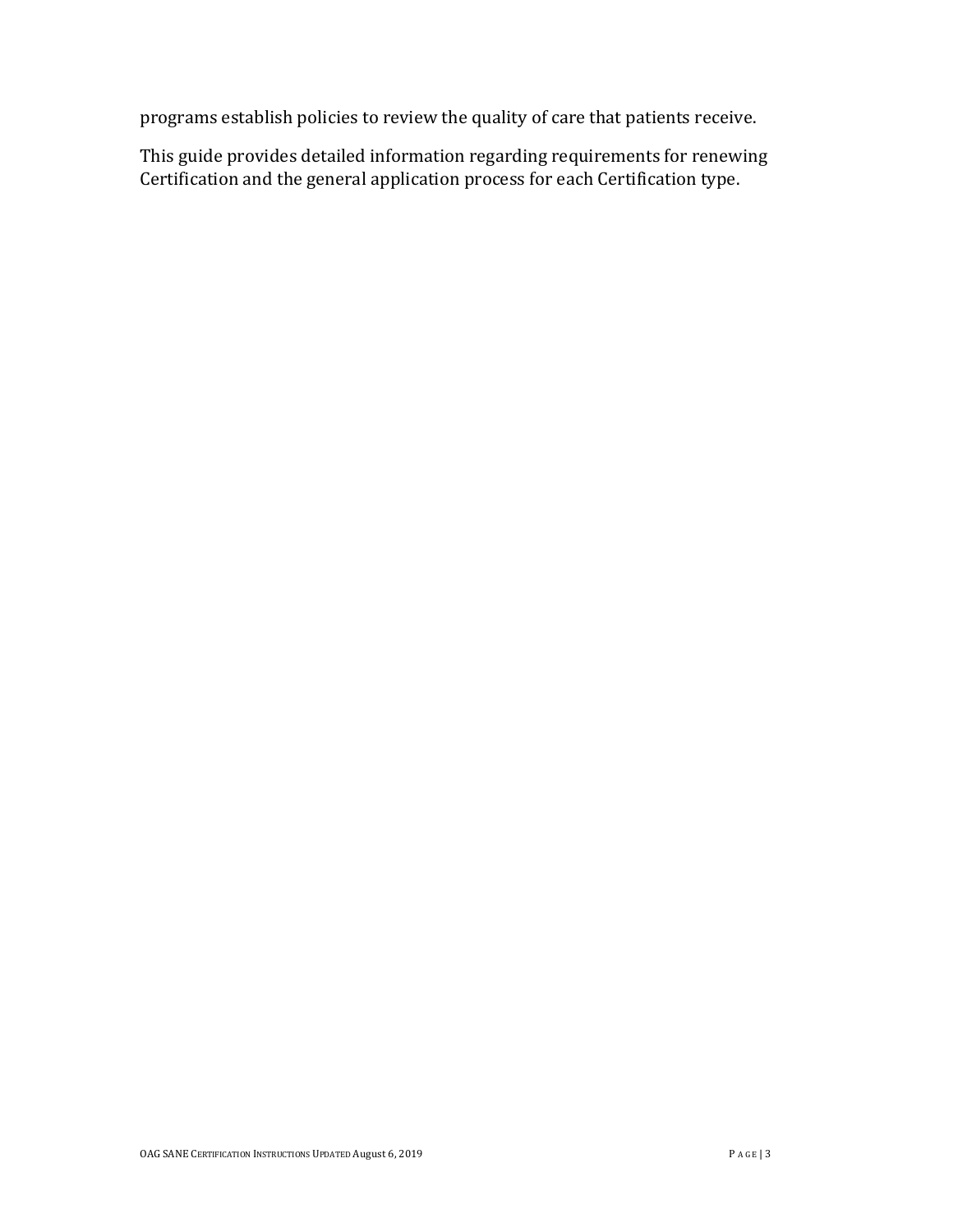programs establish policies to review the quality of care that patients receive.

This guide provides detailed information regarding requirements for renewing Certification and the general application process for each Certification type.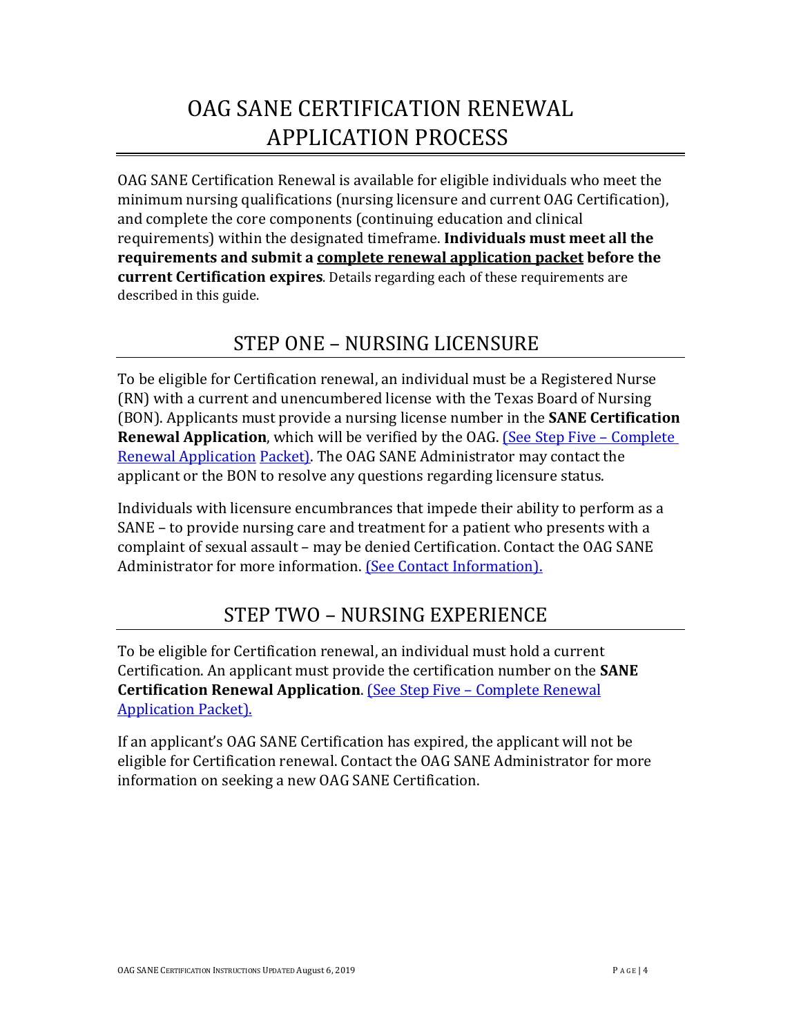# OAG SANE CERTIFICATION RENEWAL APPLICATION PROCESS

OAG SANE Certification Renewal is available for eligible individuals who meet the minimum nursing qualifications (nursing licensure and current OAG Certification), and complete the core components (continuing education and clinical requirements) within the designated timeframe. **Individuals must meet all the requirements and submit a <u>complete renewal application packet</u> before the current Certification expires**. Details regarding each of these requirements are described in this guide.

## STEP ONE – NURSING LICENSURE

To be eligible for Certification renewal, an individual must be a Registered Nurse (RN) with a current and unencumbered license with the Texas Board of Nursing (BON). Applicants must provide a nursing license number in the **SANE Certification Renewal Application**, which will be verified by the OAG. (See Step Five – Complete Renewal Application Packet). The OAG SANE Administrator may contact the applicant or the BON to resolve any questions regarding licensure status.

Individuals with licensure encumbrances that impede their ability to perform as a SANE – to provide nursing care and treatment for a patient who presents with a complaint of sexual assault – may be denied Certification. Contact the OAG SANE Administrator for more information. (See Contact Information).

## STEP TWO – NURSING EXPERIENCE

To be eligible for Certification renewal, an individual must hold a current Certification. An applicant must provide the certification number on the **SANE Certification Renewal Application**. (See Step Five – Complete Renewal Application Packet).

If an applicant's OAG SANE Certification has expired, the applicant will not be eligible for Certification renewal. Contact the OAG SANE Administrator for more information on seeking a new OAG SANE Certification.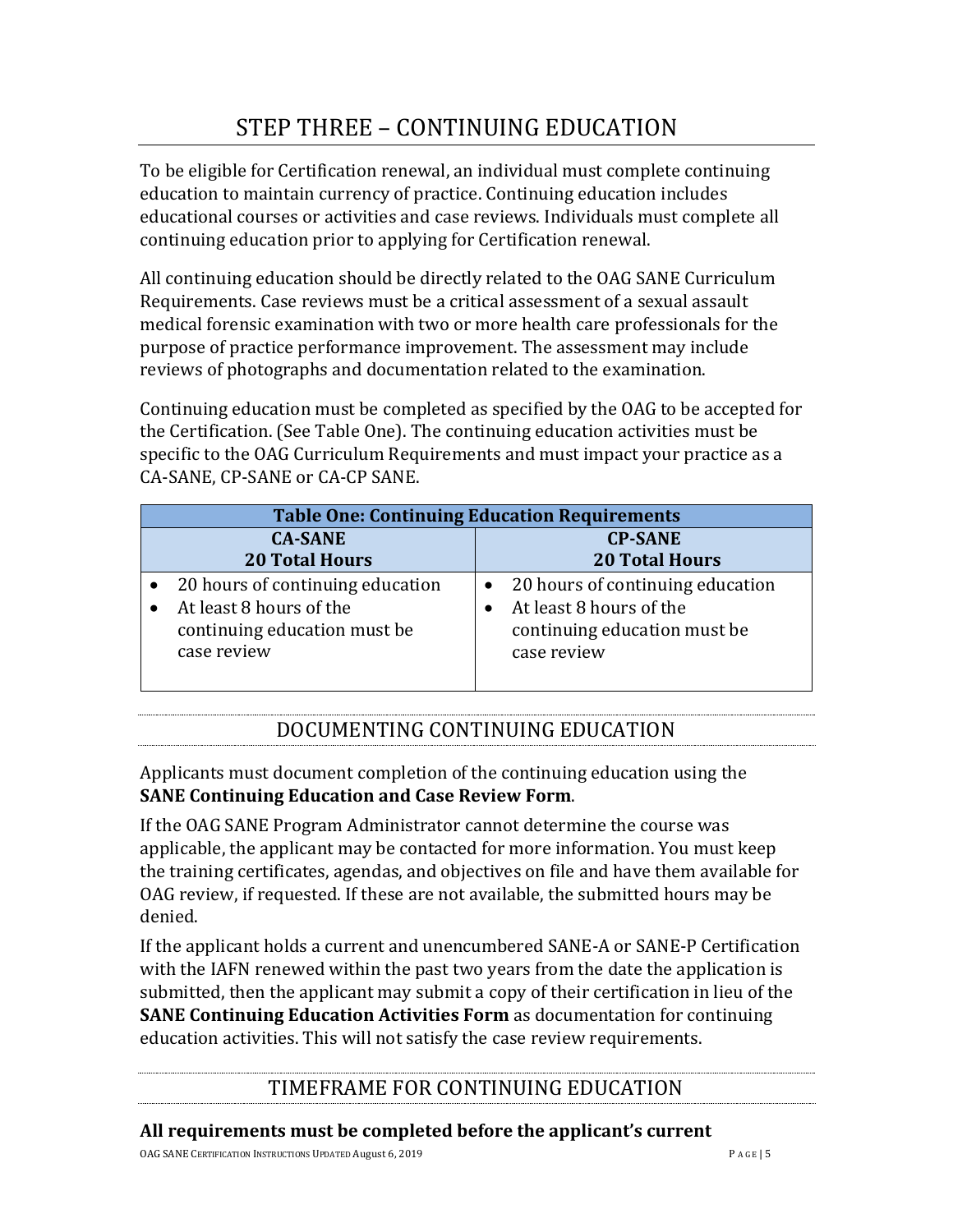# STEP THREE – CONTINUING EDUCATION

To be eligible for Certification renewal, an individual must complete continuing education to maintain currency of practice. Continuing education includes educational courses or activities and case reviews. Individuals must complete all continuing education prior to applying for Certification renewal.

All continuing education should be directly related to the OAG SANE Curriculum Requirements. Case reviews must be a critical assessment of a sexual assault medical forensic examination with two or more health care professionals for the purpose of practice performance improvement. The assessment may include reviews of photographs and documentation related to the examination.

Continuing education must be completed as specified by the OAG to be accepted for the Certification. (See Table One). The continuing education activities must be specific to the OAG Curriculum Requirements and must impact your practice as a CA-SANE, CP-SANE or CA-CP SANE.

| **Table One: Continuing Education Requirements** | |
|---|---|
| **CA-SANE**<br>**20 Total Hours** | **CP-SANE**<br>**20 Total Hours** |
| • 20 hours of continuing education<br>• At least 8 hours of the continuing education must be case review | • 20 hours of continuing education<br>• At least 8 hours of the continuing education must be case review |

## DOCUMENTING CONTINUING EDUCATION

Applicants must document completion of the continuing education using the **SANE Continuing Education and Case Review Form**.

If the OAG SANE Program Administrator cannot determine the course was applicable, the applicant may be contacted for more information. You must keep the training certificates, agendas, and objectives on file and have them available for OAG review, if requested. If these are not available, the submitted hours may be denied.

If the applicant holds a current and unencumbered SANE-A or SANE-P Certification with the IAFN renewed within the past two years from the date the application is submitted, then the applicant may submit a copy of their certification in lieu of the **SANE Continuing Education Activities Form** as documentation for continuing education activities. This will not satisfy the case review requirements.

## TIMEFRAME FOR CONTINUING EDUCATION

**All requirements must be completed before the applicant's current**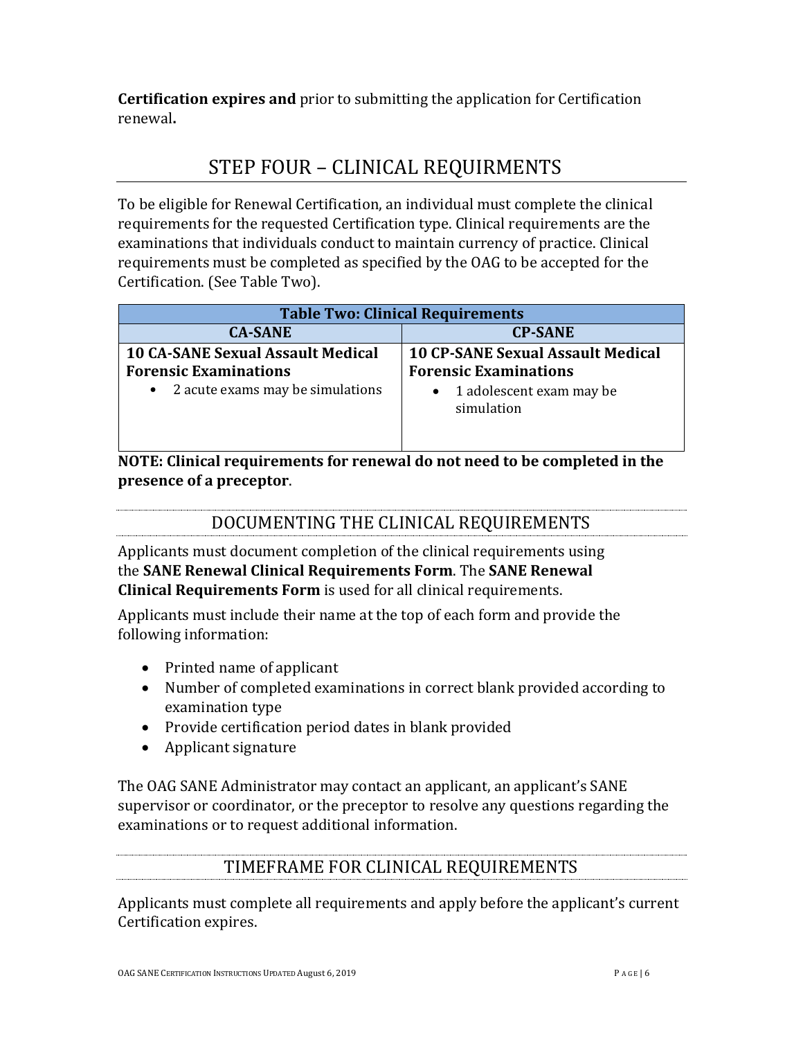**Certification expires and** prior to submitting the application for Certification renewal**.**

## STEP FOUR – CLINICAL REQUIRMENTS

To be eligible for Renewal Certification, an individual must complete the clinical requirements for the requested Certification type. Clinical requirements are the examinations that individuals conduct to maintain currency of practice. Clinical requirements must be completed as specified by the OAG to be accepted for the Certification. (See Table Two).

| **Table Two: Clinical Requirements** | |
|---|---|
| **CA-SANE** | **CP-SANE** |
| **10 CA-SANE Sexual Assault Medical Forensic Examinations**<br>• 2 acute exams may be simulations | **10 CP-SANE Sexual Assault Medical Forensic Examinations**<br>• 1 adolescent exam may be simulation |

**NOTE: Clinical requirements for renewal do not need to be completed in the presence of a preceptor**.

### DOCUMENTING THE CLINICAL REQUIREMENTS

Applicants must document completion of the clinical requirements using the **SANE Renewal Clinical Requirements Form**. The **SANE Renewal Clinical Requirements Form** is used for all clinical requirements.

Applicants must include their name at the top of each form and provide the following information:

- Printed name of applicant
- Number of completed examinations in correct blank provided according to examination type
- Provide certification period dates in blank provided
- Applicant signature

The OAG SANE Administrator may contact an applicant, an applicant's SANE supervisor or coordinator, or the preceptor to resolve any questions regarding the examinations or to request additional information.

### TIMEFRAME FOR CLINICAL REQUIREMENTS

Applicants must complete all requirements and apply before the applicant's current Certification expires.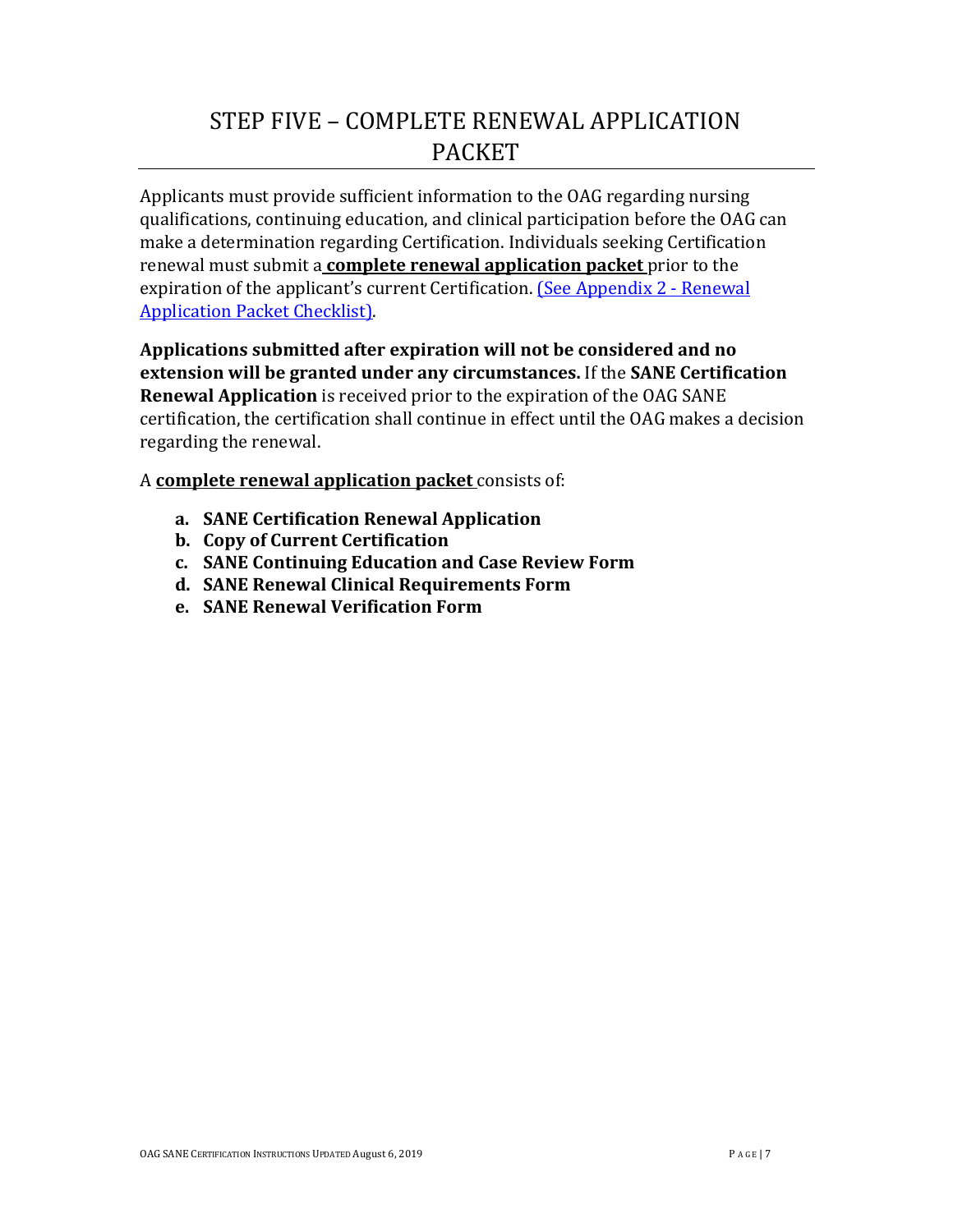# STEP FIVE – COMPLETE RENEWAL APPLICATION PACKET

Applicants must provide sufficient information to the OAG regarding nursing qualifications, continuing education, and clinical participation before the OAG can make a determination regarding Certification. Individuals seeking Certification renewal must submit a **complete renewal application packet** prior to the expiration of the applicant's current Certification. [(See Appendix 2 - Renewal Application Packet Checklist)](#).

**Applications submitted after expiration will not be considered and no extension will be granted under any circumstances.** If the **SANE Certification Renewal Application** is received prior to the expiration of the OAG SANE certification, the certification shall continue in effect until the OAG makes a decision regarding the renewal.

A **complete renewal application packet** consists of:

- **a. SANE Certification Renewal Application**
- **b. Copy of Current Certification**
- **c. SANE Continuing Education and Case Review Form**
- **d. SANE Renewal Clinical Requirements Form**
- **e. SANE Renewal Verification Form**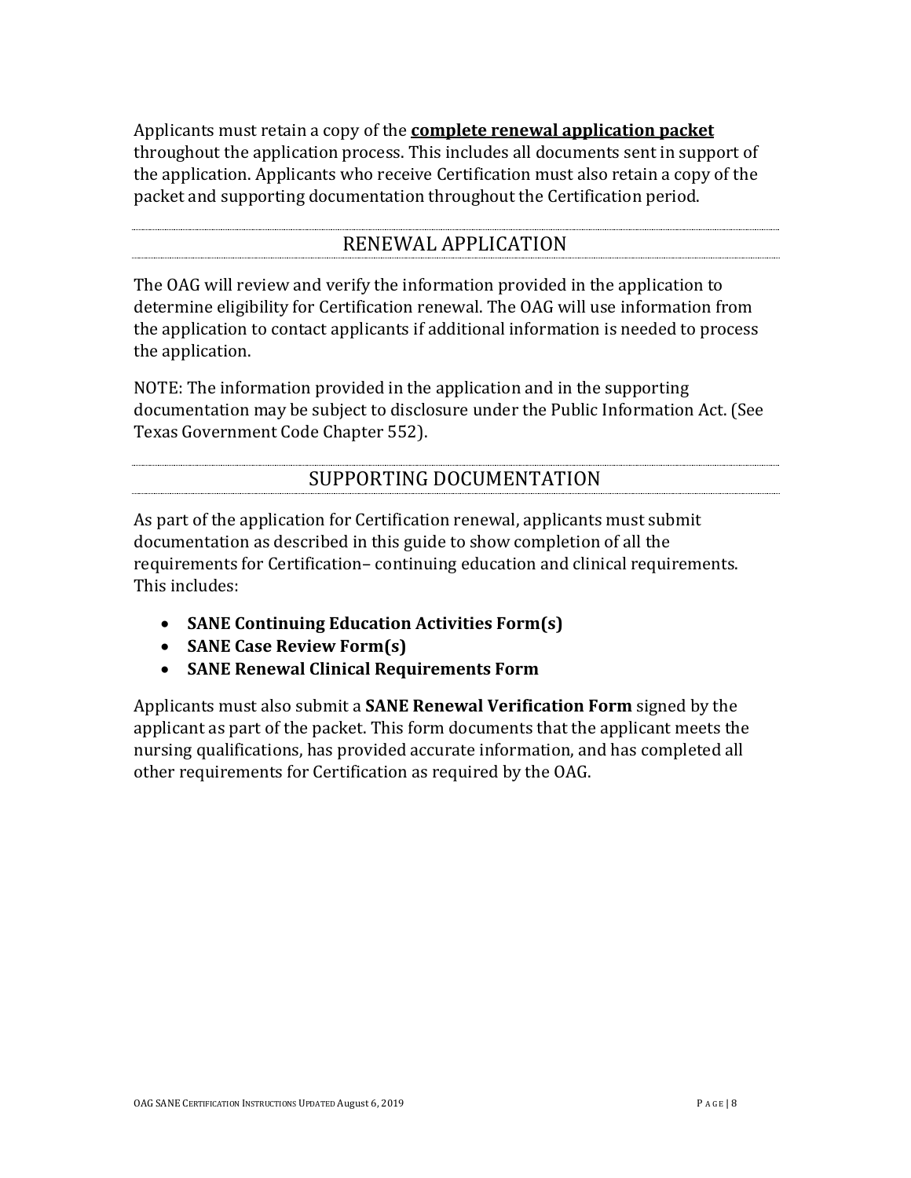Applicants must retain a copy of the **complete renewal application packet** throughout the application process. This includes all documents sent in support of the application. Applicants who receive Certification must also retain a copy of the packet and supporting documentation throughout the Certification period.

## RENEWAL APPLICATION

The OAG will review and verify the information provided in the application to determine eligibility for Certification renewal. The OAG will use information from the application to contact applicants if additional information is needed to process the application.

NOTE: The information provided in the application and in the supporting documentation may be subject to disclosure under the Public Information Act. (See Texas Government Code Chapter 552).

## SUPPORTING DOCUMENTATION

As part of the application for Certification renewal, applicants must submit documentation as described in this guide to show completion of all the requirements for Certification– continuing education and clinical requirements. This includes:

- **SANE Continuing Education Activities Form(s)**
- **SANE Case Review Form(s)**
- **SANE Renewal Clinical Requirements Form**

Applicants must also submit a **SANE Renewal Verification Form** signed by the applicant as part of the packet. This form documents that the applicant meets the nursing qualifications, has provided accurate information, and has completed all other requirements for Certification as required by the OAG.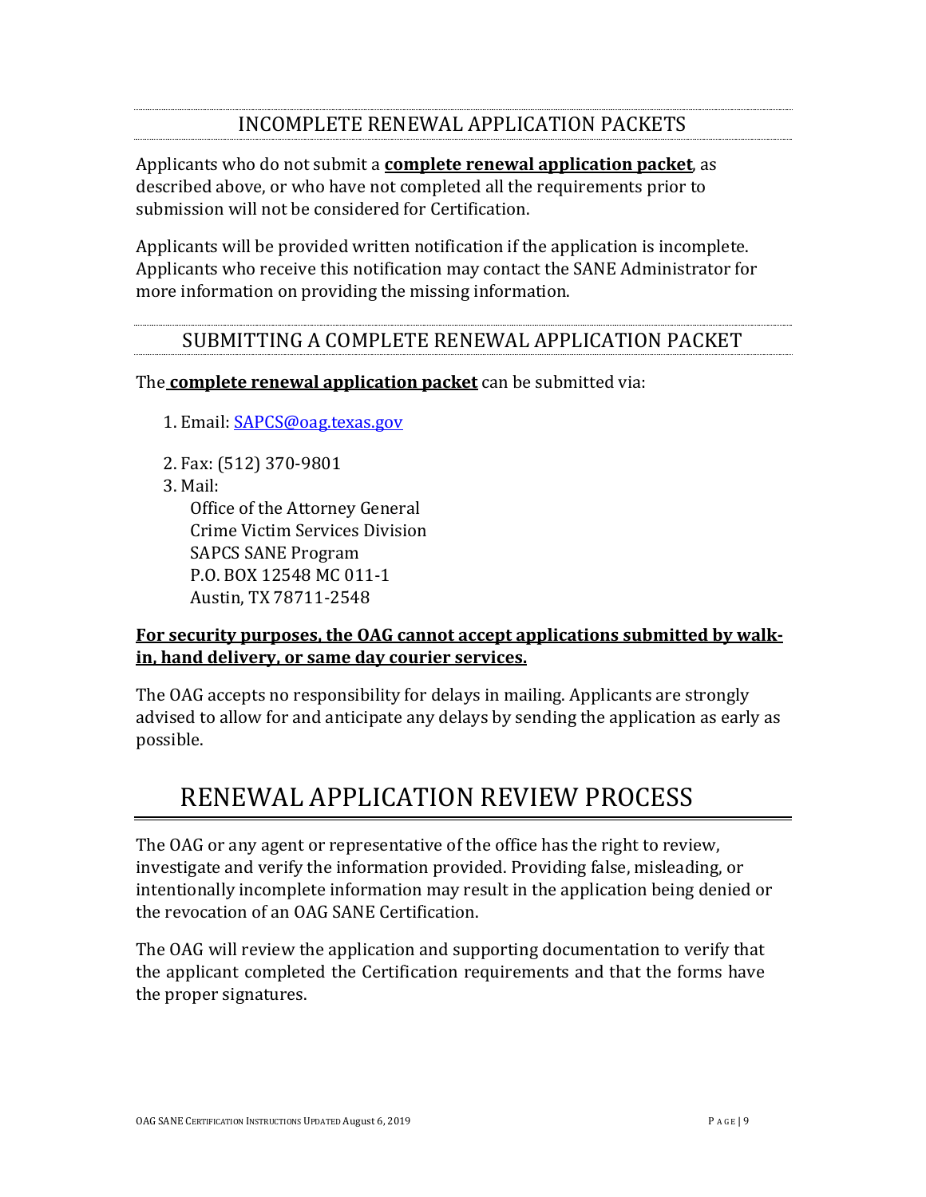## INCOMPLETE RENEWAL APPLICATION PACKETS

Applicants who do not submit a **complete renewal application packet**, as described above, or who have not completed all the requirements prior to submission will not be considered for Certification.

Applicants will be provided written notification if the application is incomplete. Applicants who receive this notification may contact the SANE Administrator for more information on providing the missing information.

## SUBMITTING A COMPLETE RENEWAL APPLICATION PACKET

The **complete renewal application packet** can be submitted via:

1. Email: SAPCS@oag.texas.gov
2. Fax: (512) 370-9801
3. Mail:
   Office of the Attorney General
   Crime Victim Services Division
   SAPCS SANE Program
   P.O. BOX 12548 MC 011-1
   Austin, TX 78711-2548

**For security purposes, the OAG cannot accept applications submitted by walk-in, hand delivery, or same day courier services.**

The OAG accepts no responsibility for delays in mailing. Applicants are strongly advised to allow for and anticipate any delays by sending the application as early as possible.

# RENEWAL APPLICATION REVIEW PROCESS

The OAG or any agent or representative of the office has the right to review, investigate and verify the information provided. Providing false, misleading, or intentionally incomplete information may result in the application being denied or the revocation of an OAG SANE Certification.

The OAG will review the application and supporting documentation to verify that the applicant completed the Certification requirements and that the forms have the proper signatures.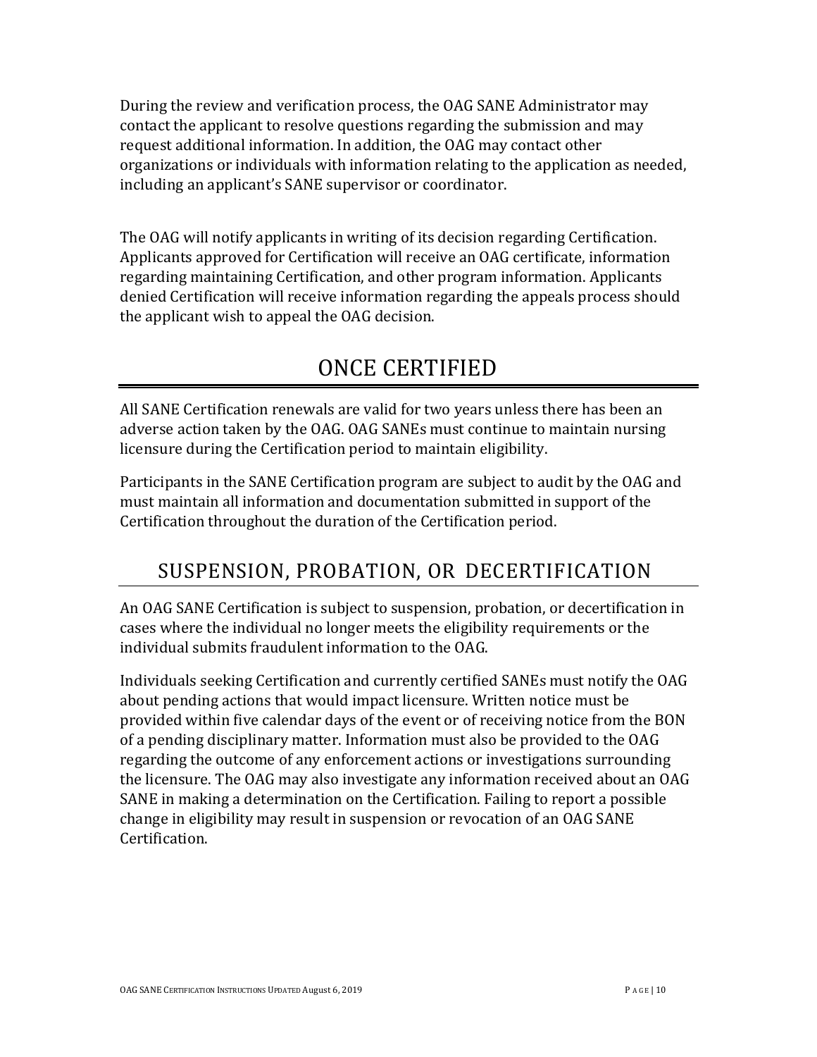During the review and verification process, the OAG SANE Administrator may contact the applicant to resolve questions regarding the submission and may request additional information. In addition, the OAG may contact other organizations or individuals with information relating to the application as needed, including an applicant's SANE supervisor or coordinator.

The OAG will notify applicants in writing of its decision regarding Certification. Applicants approved for Certification will receive an OAG certificate, information regarding maintaining Certification, and other program information. Applicants denied Certification will receive information regarding the appeals process should the applicant wish to appeal the OAG decision.

# ONCE CERTIFIED

All SANE Certification renewals are valid for two years unless there has been an adverse action taken by the OAG. OAG SANEs must continue to maintain nursing licensure during the Certification period to maintain eligibility.

Participants in the SANE Certification program are subject to audit by the OAG and must maintain all information and documentation submitted in support of the Certification throughout the duration of the Certification period.

## SUSPENSION, PROBATION, OR DECERTIFICATION

An OAG SANE Certification is subject to suspension, probation, or decertification in cases where the individual no longer meets the eligibility requirements or the individual submits fraudulent information to the OAG.

Individuals seeking Certification and currently certified SANEs must notify the OAG about pending actions that would impact licensure. Written notice must be provided within five calendar days of the event or of receiving notice from the BON of a pending disciplinary matter. Information must also be provided to the OAG regarding the outcome of any enforcement actions or investigations surrounding the licensure. The OAG may also investigate any information received about an OAG SANE in making a determination on the Certification. Failing to report a possible change in eligibility may result in suspension or revocation of an OAG SANE Certification.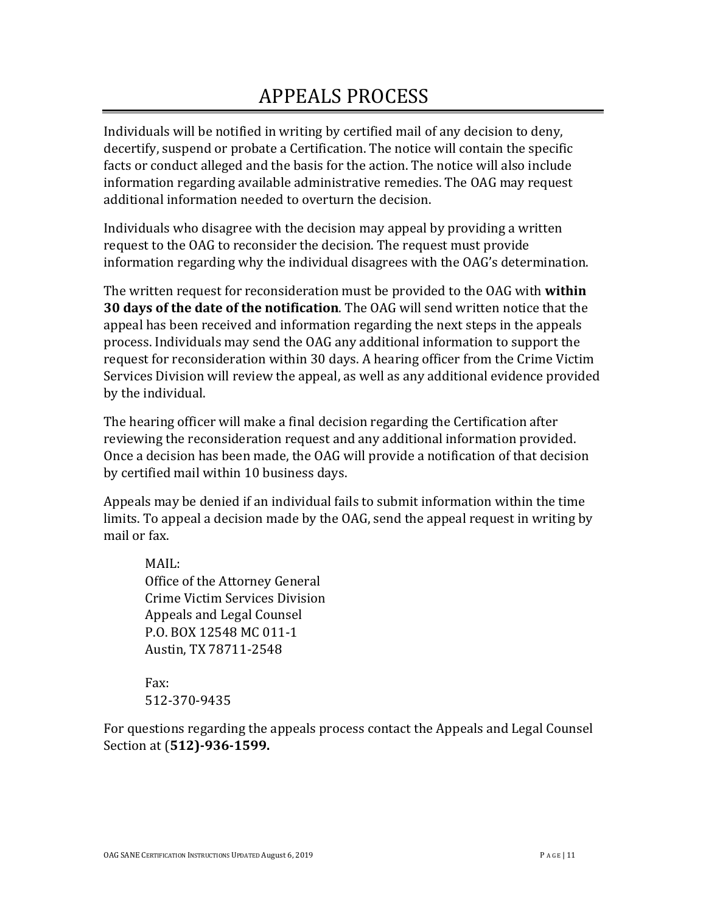# APPEALS PROCESS

Individuals will be notified in writing by certified mail of any decision to deny, decertify, suspend or probate a Certification. The notice will contain the specific facts or conduct alleged and the basis for the action. The notice will also include information regarding available administrative remedies. The OAG may request additional information needed to overturn the decision.

Individuals who disagree with the decision may appeal by providing a written request to the OAG to reconsider the decision. The request must provide information regarding why the individual disagrees with the OAG's determination.

The written request for reconsideration must be provided to the OAG with **within 30 days of the date of the notification**. The OAG will send written notice that the appeal has been received and information regarding the next steps in the appeals process. Individuals may send the OAG any additional information to support the request for reconsideration within 30 days. A hearing officer from the Crime Victim Services Division will review the appeal, as well as any additional evidence provided by the individual.

The hearing officer will make a final decision regarding the Certification after reviewing the reconsideration request and any additional information provided. Once a decision has been made, the OAG will provide a notification of that decision by certified mail within 10 business days.

Appeals may be denied if an individual fails to submit information within the time limits. To appeal a decision made by the OAG, send the appeal request in writing by mail or fax.

> MAIL:
> Office of the Attorney General
> Crime Victim Services Division
> Appeals and Legal Counsel
> P.O. BOX 12548 MC 011-1
> Austin, TX 78711-2548
>
> Fax:
> 512-370-9435

For questions regarding the appeals process contact the Appeals and Legal Counsel Section at (**512)-936-1599.**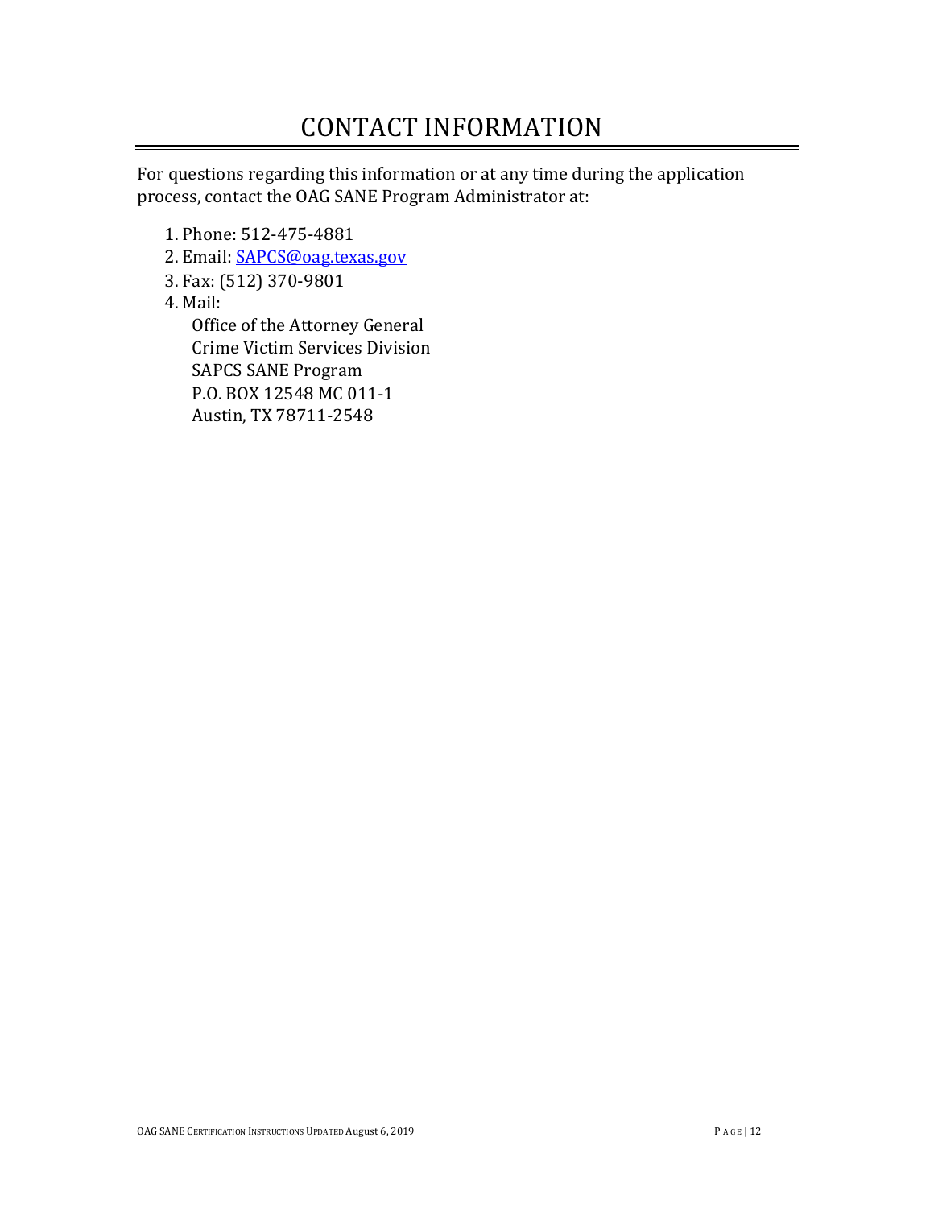# CONTACT INFORMATION

For questions regarding this information or at any time during the application process, contact the OAG SANE Program Administrator at:

1. Phone: 512-475-4881
2. Email: [SAPCS@oag.texas.gov](mailto:SAPCS@oag.texas.gov)
3. Fax: (512) 370-9801
4. Mail:
   Office of the Attorney General
   Crime Victim Services Division
   SAPCS SANE Program
   P.O. BOX 12548 MC 011-1
   Austin, TX 78711-2548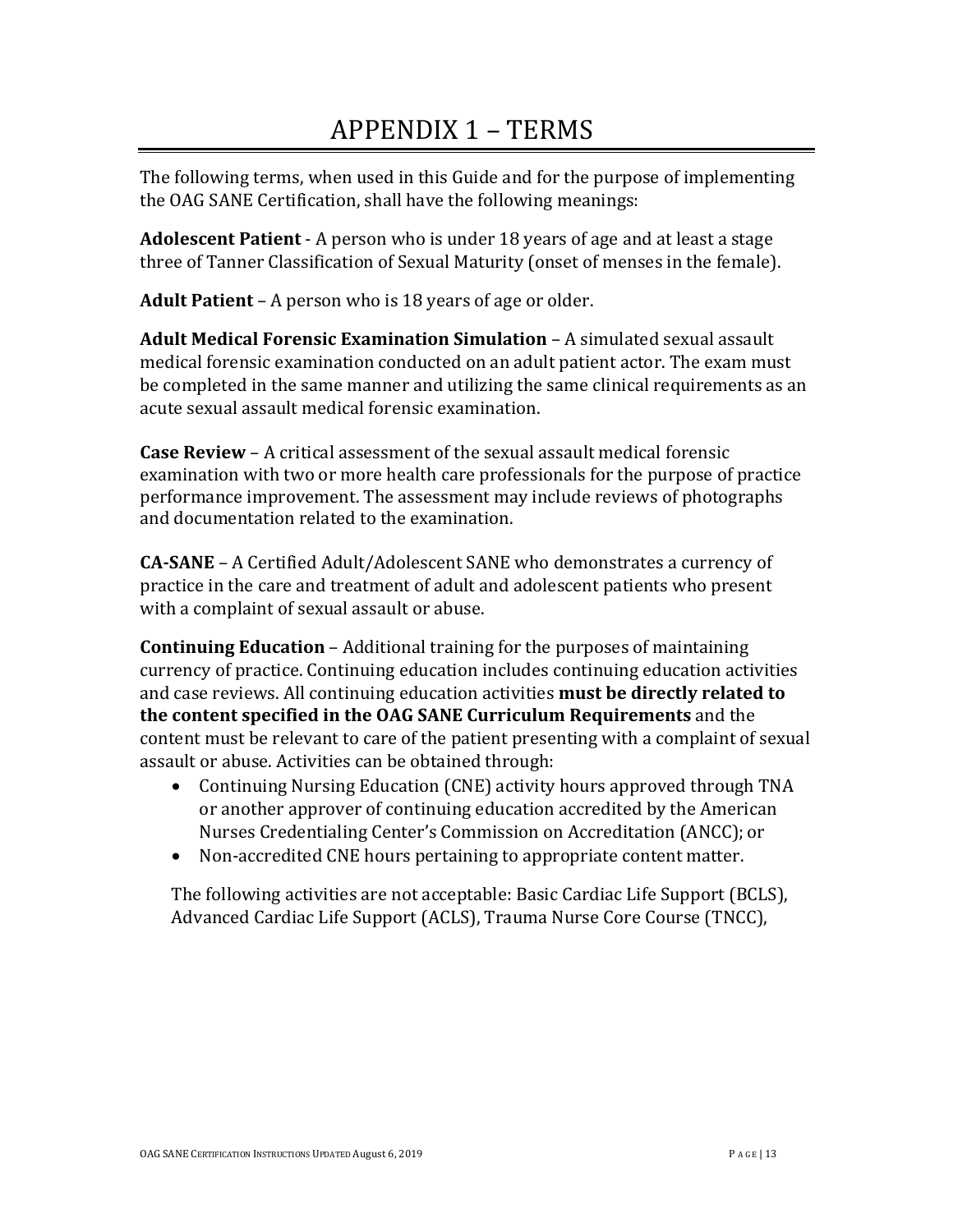# APPENDIX 1 – TERMS

The following terms, when used in this Guide and for the purpose of implementing the OAG SANE Certification, shall have the following meanings:

**Adolescent Patient** - A person who is under 18 years of age and at least a stage three of Tanner Classification of Sexual Maturity (onset of menses in the female).

**Adult Patient** – A person who is 18 years of age or older.

**Adult Medical Forensic Examination Simulation** – A simulated sexual assault medical forensic examination conducted on an adult patient actor. The exam must be completed in the same manner and utilizing the same clinical requirements as an acute sexual assault medical forensic examination.

**Case Review** – A critical assessment of the sexual assault medical forensic examination with two or more health care professionals for the purpose of practice performance improvement. The assessment may include reviews of photographs and documentation related to the examination.

**CA-SANE** – A Certified Adult/Adolescent SANE who demonstrates a currency of practice in the care and treatment of adult and adolescent patients who present with a complaint of sexual assault or abuse.

**Continuing Education** – Additional training for the purposes of maintaining currency of practice. Continuing education includes continuing education activities and case reviews. All continuing education activities **must be directly related to the content specified in the OAG SANE Curriculum Requirements** and the content must be relevant to care of the patient presenting with a complaint of sexual assault or abuse. Activities can be obtained through:

- Continuing Nursing Education (CNE) activity hours approved through TNA or another approver of continuing education accredited by the American Nurses Credentialing Center's Commission on Accreditation (ANCC); or
- Non-accredited CNE hours pertaining to appropriate content matter.

The following activities are not acceptable: Basic Cardiac Life Support (BCLS), Advanced Cardiac Life Support (ACLS), Trauma Nurse Core Course (TNCC),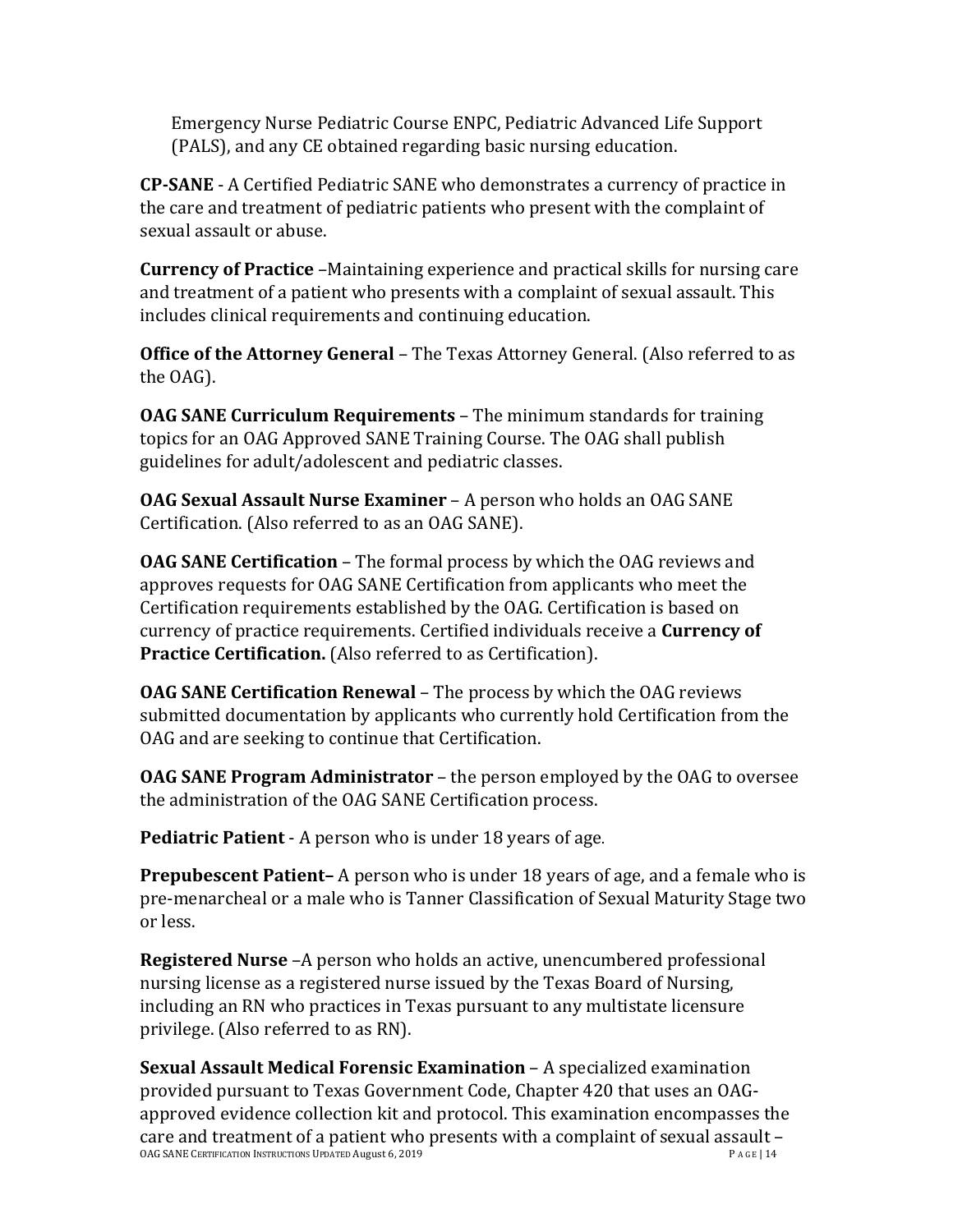Emergency Nurse Pediatric Course ENPC, Pediatric Advanced Life Support (PALS), and any CE obtained regarding basic nursing education.

**CP-SANE** - A Certified Pediatric SANE who demonstrates a currency of practice in the care and treatment of pediatric patients who present with the complaint of sexual assault or abuse.

**Currency of Practice** –Maintaining experience and practical skills for nursing care and treatment of a patient who presents with a complaint of sexual assault. This includes clinical requirements and continuing education.

**Office of the Attorney General** – The Texas Attorney General. (Also referred to as the OAG).

**OAG SANE Curriculum Requirements** – The minimum standards for training topics for an OAG Approved SANE Training Course. The OAG shall publish guidelines for adult/adolescent and pediatric classes.

**OAG Sexual Assault Nurse Examiner** – A person who holds an OAG SANE Certification. (Also referred to as an OAG SANE).

**OAG SANE Certification** – The formal process by which the OAG reviews and approves requests for OAG SANE Certification from applicants who meet the Certification requirements established by the OAG. Certification is based on currency of practice requirements. Certified individuals receive a **Currency of Practice Certification.** (Also referred to as Certification).

**OAG SANE Certification Renewal** – The process by which the OAG reviews submitted documentation by applicants who currently hold Certification from the OAG and are seeking to continue that Certification.

**OAG SANE Program Administrator** – the person employed by the OAG to oversee the administration of the OAG SANE Certification process.

**Pediatric Patient** - A person who is under 18 years of age.

**Prepubescent Patient–** A person who is under 18 years of age, and a female who is pre-menarcheal or a male who is Tanner Classification of Sexual Maturity Stage two or less.

**Registered Nurse** –A person who holds an active, unencumbered professional nursing license as a registered nurse issued by the Texas Board of Nursing, including an RN who practices in Texas pursuant to any multistate licensure privilege. (Also referred to as RN).

**Sexual Assault Medical Forensic Examination** – A specialized examination provided pursuant to Texas Government Code, Chapter 420 that uses an OAG-approved evidence collection kit and protocol. This examination encompasses the care and treatment of a patient who presents with a complaint of sexual assault –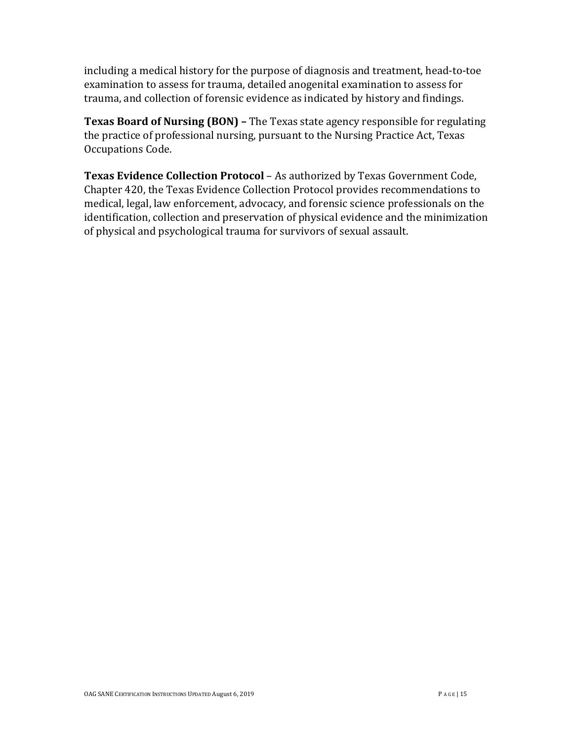including a medical history for the purpose of diagnosis and treatment, head-to-toe examination to assess for trauma, detailed anogenital examination to assess for trauma, and collection of forensic evidence as indicated by history and findings.

**Texas Board of Nursing (BON) –** The Texas state agency responsible for regulating the practice of professional nursing, pursuant to the Nursing Practice Act, Texas Occupations Code.

**Texas Evidence Collection Protocol** – As authorized by Texas Government Code, Chapter 420, the Texas Evidence Collection Protocol provides recommendations to medical, legal, law enforcement, advocacy, and forensic science professionals on the identification, collection and preservation of physical evidence and the minimization of physical and psychological trauma for survivors of sexual assault.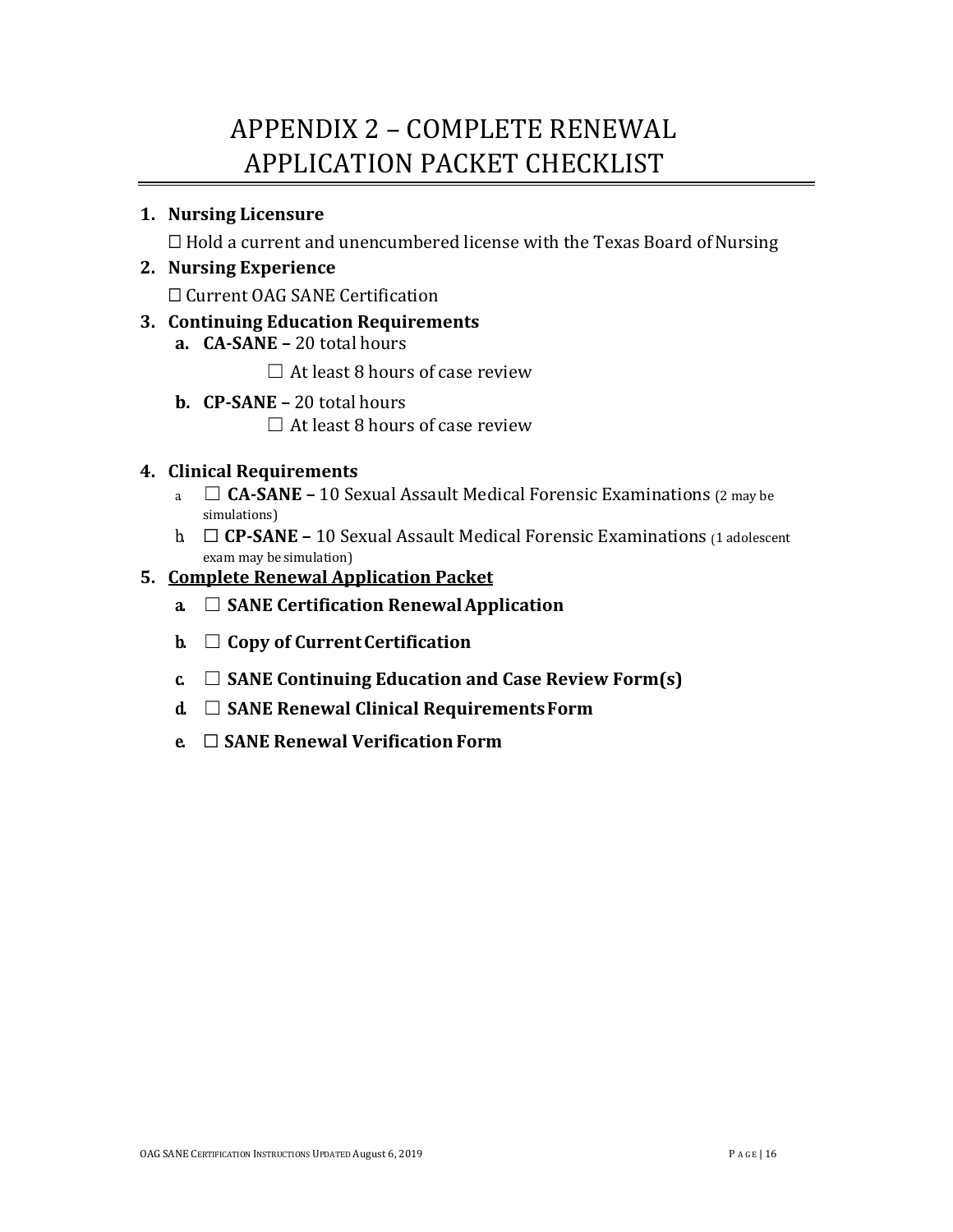# APPENDIX 2 – COMPLETE RENEWAL APPLICATION PACKET CHECKLIST

1. **Nursing Licensure**

   ☐ Hold a current and unencumbered license with the Texas Board of Nursing

2. **Nursing Experience**

   ☐ Current OAG SANE Certification

3. **Continuing Education Requirements**
   - a. **CA-SANE –** 20 total hours
     - ☐ At least 8 hours of case review
   - b. **CP-SANE –** 20 total hours
     - ☐ At least 8 hours of case review

4. **Clinical Requirements**
   - a. ☐ **CA-SANE –** 10 Sexual Assault Medical Forensic Examinations (2 may be simulations)
   - b. ☐ **CP-SANE –** 10 Sexual Assault Medical Forensic Examinations (1 adolescent exam may be simulation)

5. **<u>Complete Renewal Application Packet</u>**
   - a. ☐ **SANE Certification Renewal Application**
   - b. ☐ **Copy of Current Certification**
   - c. ☐ **SANE Continuing Education and Case Review Form(s)**
   - d. ☐ **SANE Renewal Clinical Requirements Form**
   - e. ☐ **SANE Renewal Verification Form**